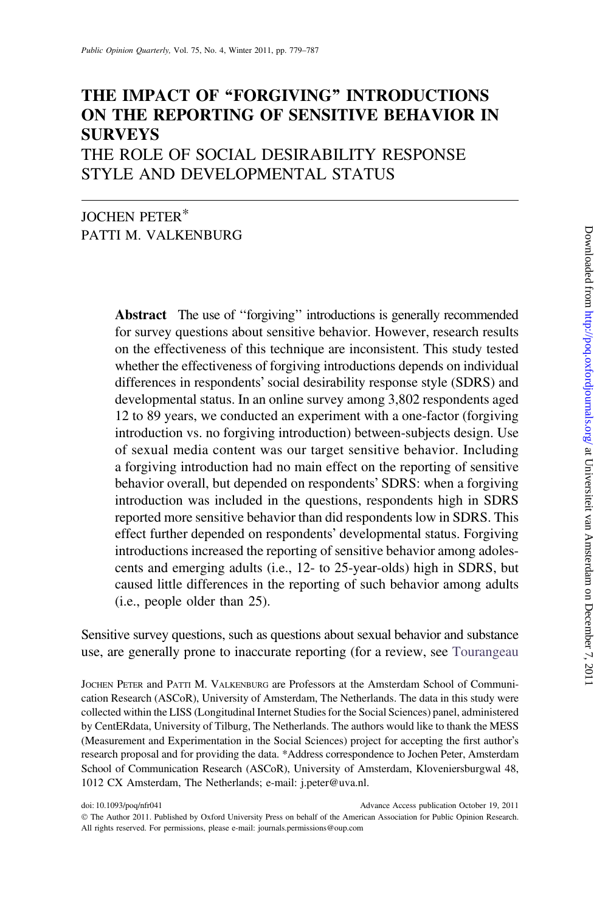# THE IMPACT OF "FORGIVING" INTRODUCTIONS ON THE REPORTING OF SENSITIVE BEHAVIOR IN SURVEYS

## THE ROLE OF SOCIAL DESIRABILITY RESPONSE STYLE AND DEVELOPMENTAL STATUS

JOCHEN PETER*
PATTI M. VALKENBURG

**Abstract** The use of "forgiving" introductions is generally recommended for survey questions about sensitive behavior. However, research results on the effectiveness of this technique are inconsistent. This study tested whether the effectiveness of forgiving introductions depends on individual differences in respondents' social desirability response style (SDRS) and developmental status. In an online survey among 3,802 respondents aged 12 to 89 years, we conducted an experiment with a one-factor (forgiving introduction vs. no forgiving introduction) between-subjects design. Use of sexual media content was our target sensitive behavior. Including a forgiving introduction had no main effect on the reporting of sensitive behavior overall, but depended on respondents' SDRS: when a forgiving introduction was included in the questions, respondents high in SDRS reported more sensitive behavior than did respondents low in SDRS. This effect further depended on respondents' developmental status. Forgiving introductions increased the reporting of sensitive behavior among adolescents and emerging adults (i.e., 12- to 25-year-olds) high in SDRS, but caused little differences in the reporting of such behavior among adults (i.e., people older than 25).

Sensitive survey questions, such as questions about sexual behavior and substance use, are generally prone to inaccurate reporting (for a review, see Tourangeau

JOCHEN PETER and PATTI M. VALKENBURG are Professors at the Amsterdam School of Communication Research (ASCoR), University of Amsterdam, The Netherlands. The data in this study were collected within the LISS (Longitudinal Internet Studies for the Social Sciences) panel, administered by CentERdata, University of Tilburg, The Netherlands. The authors would like to thank the MESS (Measurement and Experimentation in the Social Sciences) project for accepting the first author's research proposal and for providing the data. *Address correspondence to Jochen Peter, Amsterdam School of Communication Research (ASCoR), University of Amsterdam, Kloveniersburgwal 48, 1012 CX Amsterdam, The Netherlands; e-mail: j.peter@uva.nl.

doi: 10.1093/poq/nfr041 Advance Access publication October 19, 2011
© The Author 2011. Published by Oxford University Press on behalf of the American Association for Public Opinion Research. All rights reserved. For permissions, please e-mail: journals.permissions@oup.com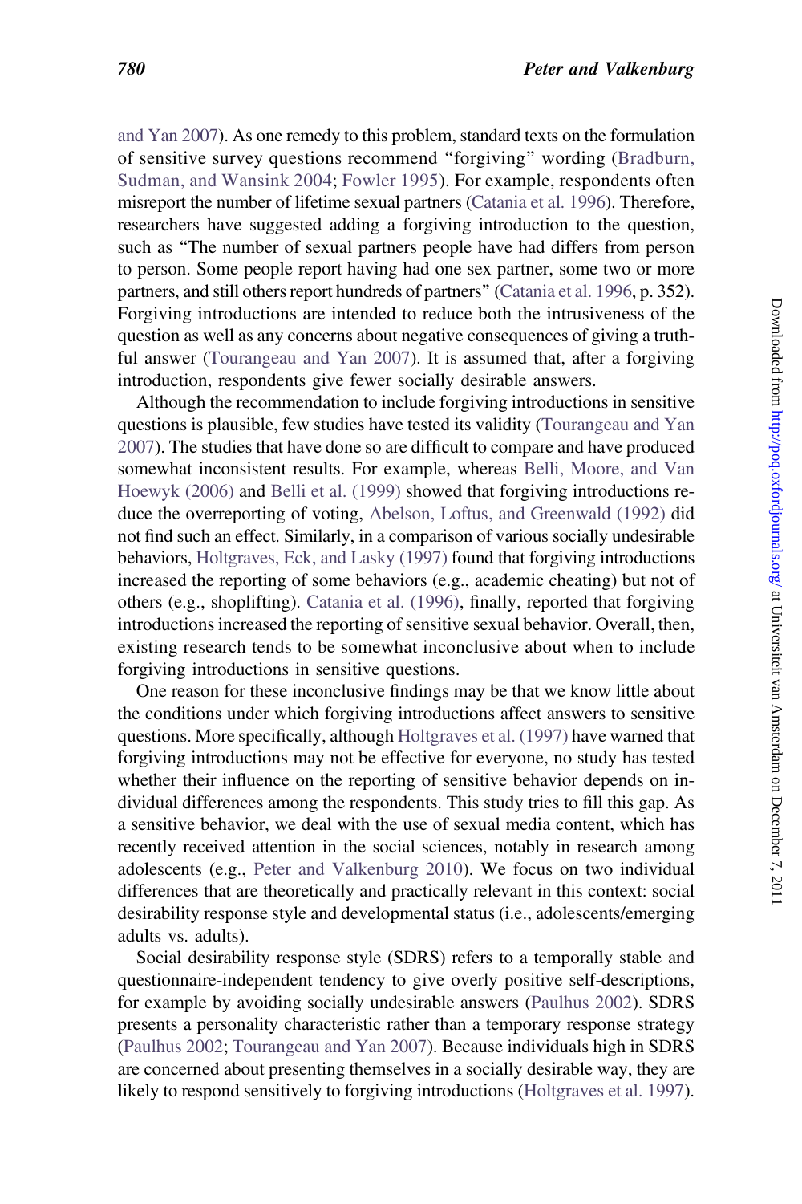and Yan 2007). As one remedy to this problem, standard texts on the formulation of sensitive survey questions recommend "forgiving" wording (Bradburn, Sudman, and Wansink 2004; Fowler 1995). For example, respondents often misreport the number of lifetime sexual partners (Catania et al. 1996). Therefore, researchers have suggested adding a forgiving introduction to the question, such as "The number of sexual partners people have had differs from person to person. Some people report having had one sex partner, some two or more partners, and still others report hundreds of partners" (Catania et al. 1996, p. 352). Forgiving introductions are intended to reduce both the intrusiveness of the question as well as any concerns about negative consequences of giving a truthful answer (Tourangeau and Yan 2007). It is assumed that, after a forgiving introduction, respondents give fewer socially desirable answers.

Although the recommendation to include forgiving introductions in sensitive questions is plausible, few studies have tested its validity (Tourangeau and Yan 2007). The studies that have done so are difficult to compare and have produced somewhat inconsistent results. For example, whereas Belli, Moore, and Van Hoewyk (2006) and Belli et al. (1999) showed that forgiving introductions reduce the overreporting of voting, Abelson, Loftus, and Greenwald (1992) did not find such an effect. Similarly, in a comparison of various socially undesirable behaviors, Holtgraves, Eck, and Lasky (1997) found that forgiving introductions increased the reporting of some behaviors (e.g., academic cheating) but not of others (e.g., shoplifting). Catania et al. (1996), finally, reported that forgiving introductions increased the reporting of sensitive sexual behavior. Overall, then, existing research tends to be somewhat inconclusive about when to include forgiving introductions in sensitive questions.

One reason for these inconclusive findings may be that we know little about the conditions under which forgiving introductions affect answers to sensitive questions. More specifically, although Holtgraves et al. (1997) have warned that forgiving introductions may not be effective for everyone, no study has tested whether their influence on the reporting of sensitive behavior depends on individual differences among the respondents. This study tries to fill this gap. As a sensitive behavior, we deal with the use of sexual media content, which has recently received attention in the social sciences, notably in research among adolescents (e.g., Peter and Valkenburg 2010). We focus on two individual differences that are theoretically and practically relevant in this context: social desirability response style and developmental status (i.e., adolescents/emerging adults vs. adults).

Social desirability response style (SDRS) refers to a temporally stable and questionnaire-independent tendency to give overly positive self-descriptions, for example by avoiding socially undesirable answers (Paulhus 2002). SDRS presents a personality characteristic rather than a temporary response strategy (Paulhus 2002; Tourangeau and Yan 2007). Because individuals high in SDRS are concerned about presenting themselves in a socially desirable way, they are likely to respond sensitively to forgiving introductions (Holtgraves et al. 1997).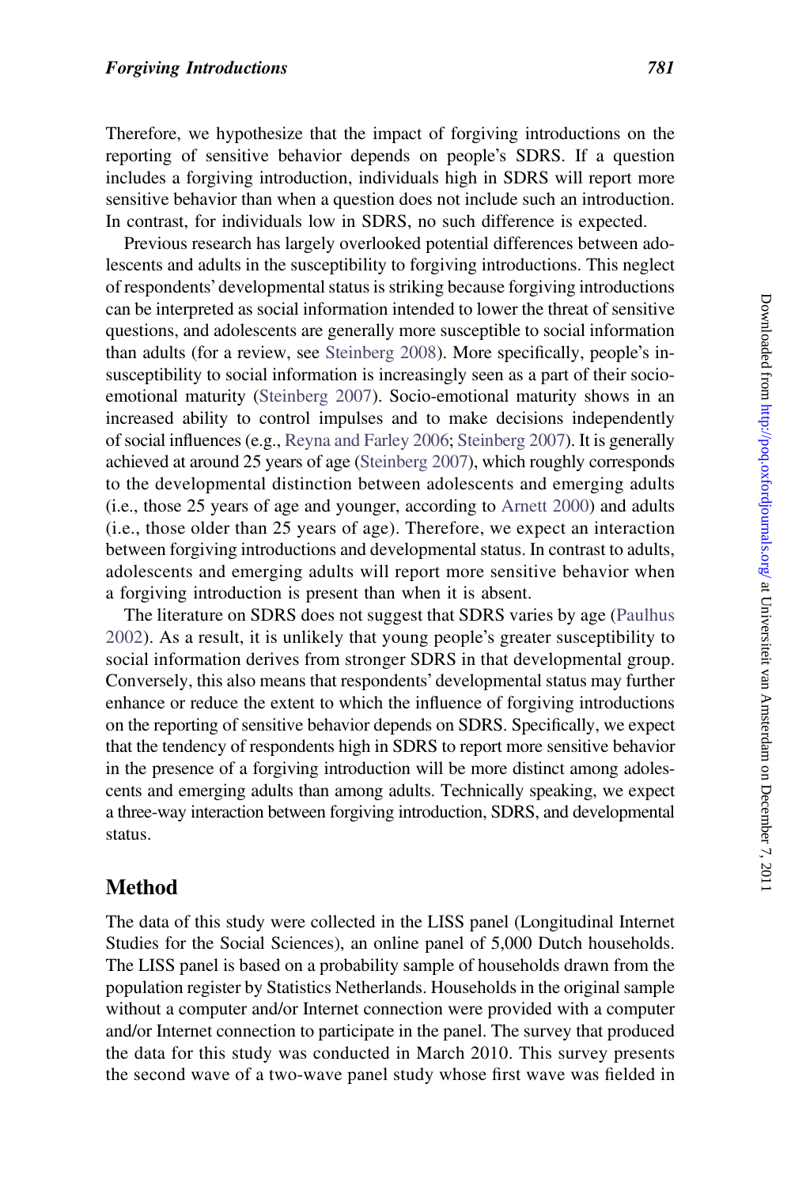Therefore, we hypothesize that the impact of forgiving introductions on the reporting of sensitive behavior depends on people's SDRS. If a question includes a forgiving introduction, individuals high in SDRS will report more sensitive behavior than when a question does not include such an introduction. In contrast, for individuals low in SDRS, no such difference is expected.

Previous research has largely overlooked potential differences between adolescents and adults in the susceptibility to forgiving introductions. This neglect of respondents' developmental status is striking because forgiving introductions can be interpreted as social information intended to lower the threat of sensitive questions, and adolescents are generally more susceptible to social information than adults (for a review, see Steinberg 2008). More specifically, people's insusceptibility to social information is increasingly seen as a part of their socio-emotional maturity (Steinberg 2007). Socio-emotional maturity shows in an increased ability to control impulses and to make decisions independently of social influences (e.g., Reyna and Farley 2006; Steinberg 2007). It is generally achieved at around 25 years of age (Steinberg 2007), which roughly corresponds to the developmental distinction between adolescents and emerging adults (i.e., those 25 years of age and younger, according to Arnett 2000) and adults (i.e., those older than 25 years of age). Therefore, we expect an interaction between forgiving introductions and developmental status. In contrast to adults, adolescents and emerging adults will report more sensitive behavior when a forgiving introduction is present than when it is absent.

The literature on SDRS does not suggest that SDRS varies by age (Paulhus 2002). As a result, it is unlikely that young people's greater susceptibility to social information derives from stronger SDRS in that developmental group. Conversely, this also means that respondents' developmental status may further enhance or reduce the extent to which the influence of forgiving introductions on the reporting of sensitive behavior depends on SDRS. Specifically, we expect that the tendency of respondents high in SDRS to report more sensitive behavior in the presence of a forgiving introduction will be more distinct among adolescents and emerging adults than among adults. Technically speaking, we expect a three-way interaction between forgiving introduction, SDRS, and developmental status.

## Method

The data of this study were collected in the LISS panel (Longitudinal Internet Studies for the Social Sciences), an online panel of 5,000 Dutch households. The LISS panel is based on a probability sample of households drawn from the population register by Statistics Netherlands. Households in the original sample without a computer and/or Internet connection were provided with a computer and/or Internet connection to participate in the panel. The survey that produced the data for this study was conducted in March 2010. This survey presents the second wave of a two-wave panel study whose first wave was fielded in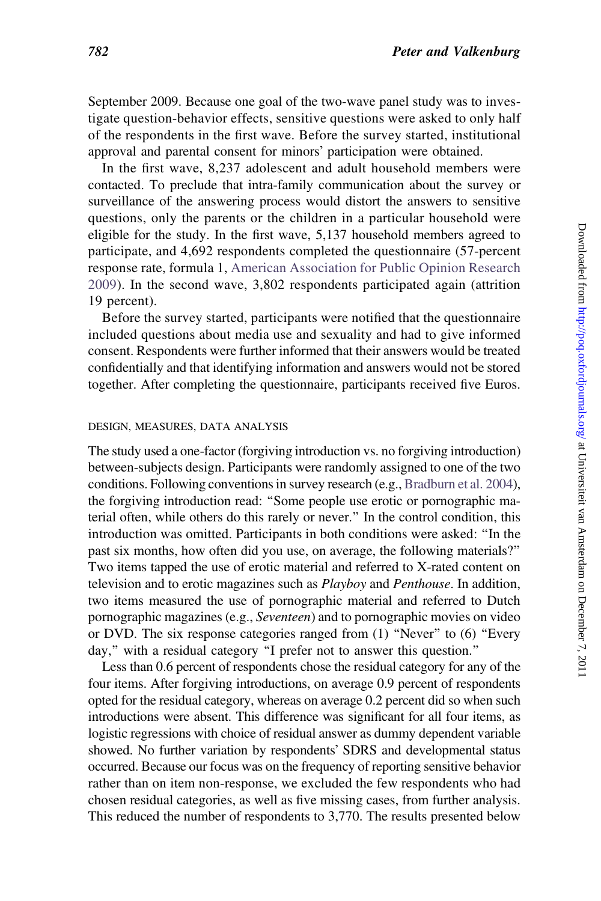September 2009. Because one goal of the two-wave panel study was to investigate question-behavior effects, sensitive questions were asked to only half of the respondents in the first wave. Before the survey started, institutional approval and parental consent for minors' participation were obtained.

In the first wave, 8,237 adolescent and adult household members were contacted. To preclude that intra-family communication about the survey or surveillance of the answering process would distort the answers to sensitive questions, only the parents or the children in a particular household were eligible for the study. In the first wave, 5,137 household members agreed to participate, and 4,692 respondents completed the questionnaire (57-percent response rate, formula 1, American Association for Public Opinion Research 2009). In the second wave, 3,802 respondents participated again (attrition 19 percent).

Before the survey started, participants were notified that the questionnaire included questions about media use and sexuality and had to give informed consent. Respondents were further informed that their answers would be treated confidentially and that identifying information and answers would not be stored together. After completing the questionnaire, participants received five Euros.

### DESIGN, MEASURES, DATA ANALYSIS

The study used a one-factor (forgiving introduction vs. no forgiving introduction) between-subjects design. Participants were randomly assigned to one of the two conditions. Following conventions in survey research (e.g., Bradburn et al. 2004), the forgiving introduction read: "Some people use erotic or pornographic material often, while others do this rarely or never." In the control condition, this introduction was omitted. Participants in both conditions were asked: "In the past six months, how often did you use, on average, the following materials?" Two items tapped the use of erotic material and referred to X-rated content on television and to erotic magazines such as *Playboy* and *Penthouse*. In addition, two items measured the use of pornographic material and referred to Dutch pornographic magazines (e.g., *Seventeen*) and to pornographic movies on video or DVD. The six response categories ranged from (1) "Never" to (6) "Every day," with a residual category "I prefer not to answer this question."

Less than 0.6 percent of respondents chose the residual category for any of the four items. After forgiving introductions, on average 0.9 percent of respondents opted for the residual category, whereas on average 0.2 percent did so when such introductions were absent. This difference was significant for all four items, as logistic regressions with choice of residual answer as dummy dependent variable showed. No further variation by respondents' SDRS and developmental status occurred. Because our focus was on the frequency of reporting sensitive behavior rather than on item non-response, we excluded the few respondents who had chosen residual categories, as well as five missing cases, from further analysis. This reduced the number of respondents to 3,770. The results presented below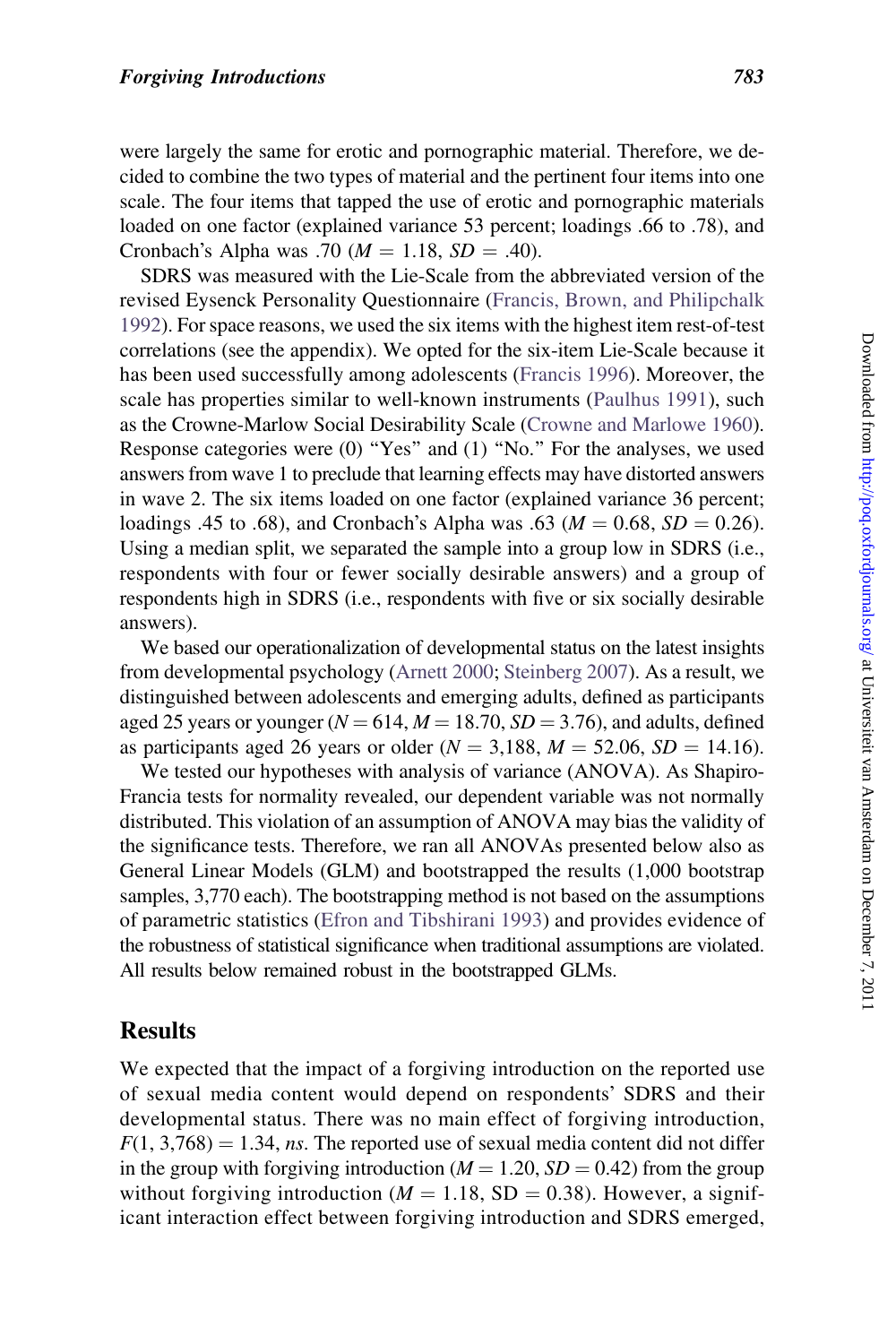were largely the same for erotic and pornographic material. Therefore, we decided to combine the two types of material and the pertinent four items into one scale. The four items that tapped the use of erotic and pornographic materials loaded on one factor (explained variance 53 percent; loadings .66 to .78), and Cronbach's Alpha was .70 ($M = 1.18$, $SD = .40$).

SDRS was measured with the Lie-Scale from the abbreviated version of the revised Eysenck Personality Questionnaire (Francis, Brown, and Philipchalk 1992). For space reasons, we used the six items with the highest item rest-of-test correlations (see the appendix). We opted for the six-item Lie-Scale because it has been used successfully among adolescents (Francis 1996). Moreover, the scale has properties similar to well-known instruments (Paulhus 1991), such as the Crowne-Marlow Social Desirability Scale (Crowne and Marlowe 1960). Response categories were (0) "Yes" and (1) "No." For the analyses, we used answers from wave 1 to preclude that learning effects may have distorted answers in wave 2. The six items loaded on one factor (explained variance 36 percent; loadings .45 to .68), and Cronbach's Alpha was .63 ($M = 0.68$, $SD = 0.26$). Using a median split, we separated the sample into a group low in SDRS (i.e., respondents with four or fewer socially desirable answers) and a group of respondents high in SDRS (i.e., respondents with five or six socially desirable answers).

We based our operationalization of developmental status on the latest insights from developmental psychology (Arnett 2000; Steinberg 2007). As a result, we distinguished between adolescents and emerging adults, defined as participants aged 25 years or younger ($N = 614$, $M = 18.70$, $SD = 3.76$), and adults, defined as participants aged 26 years or older ($N = 3{,}188$, $M = 52.06$, $SD = 14.16$).

We tested our hypotheses with analysis of variance (ANOVA). As Shapiro-Francia tests for normality revealed, our dependent variable was not normally distributed. This violation of an assumption of ANOVA may bias the validity of the significance tests. Therefore, we ran all ANOVAs presented below also as General Linear Models (GLM) and bootstrapped the results (1,000 bootstrap samples, 3,770 each). The bootstrapping method is not based on the assumptions of parametric statistics (Efron and Tibshirani 1993) and provides evidence of the robustness of statistical significance when traditional assumptions are violated. All results below remained robust in the bootstrapped GLMs.

## Results

We expected that the impact of a forgiving introduction on the reported use of sexual media content would depend on respondents' SDRS and their developmental status. There was no main effect of forgiving introduction, $F(1, 3{,}768) = 1.34$, *ns*. The reported use of sexual media content did not differ in the group with forgiving introduction ($M = 1.20$, $SD = 0.42$) from the group without forgiving introduction ($M = 1.18$, $SD = 0.38$). However, a significant interaction effect between forgiving introduction and SDRS emerged,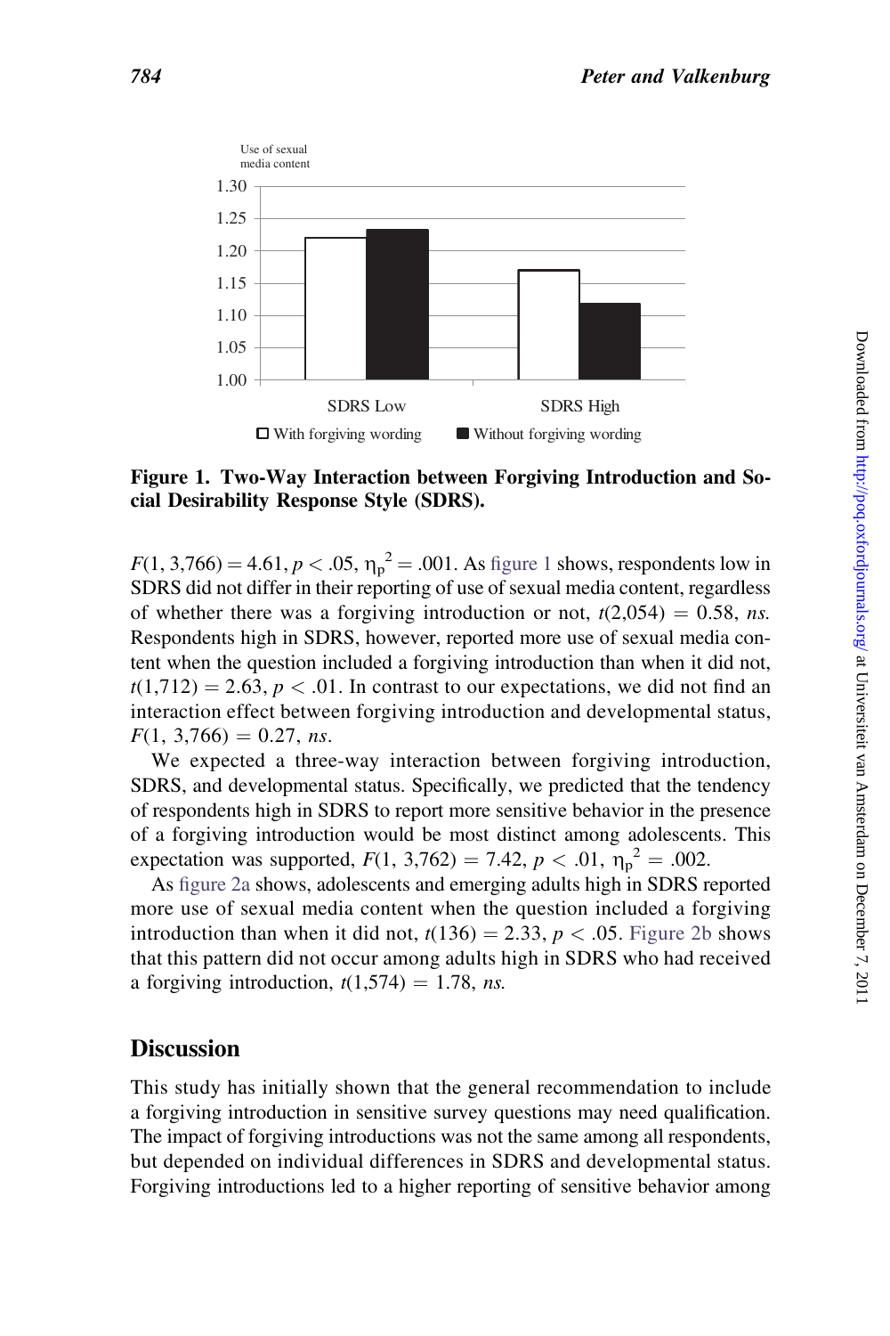**Figure 1. Two-Way Interaction between Forgiving Introduction and Social Desirability Response Style (SDRS).**

$F(1, 3{,}766) = 4.61, p < .05, \eta_p^2 = .001$. As figure 1 shows, respondents low in SDRS did not differ in their reporting of use of sexual media content, regardless of whether there was a forgiving introduction or not, $t(2{,}054) = 0.58$, *ns.* Respondents high in SDRS, however, reported more use of sexual media content when the question included a forgiving introduction than when it did not, $t(1{,}712) = 2.63, p < .01$. In contrast to our expectations, we did not find an interaction effect between forgiving introduction and developmental status, $F(1, 3{,}766) = 0.27$, *ns*.

We expected a three-way interaction between forgiving introduction, SDRS, and developmental status. Specifically, we predicted that the tendency of respondents high in SDRS to report more sensitive behavior in the presence of a forgiving introduction would be most distinct among adolescents. This expectation was supported, $F(1, 3{,}762) = 7.42, p < .01, \eta_p^2 = .002$.

As figure 2a shows, adolescents and emerging adults high in SDRS reported more use of sexual media content when the question included a forgiving introduction than when it did not, $t(136) = 2.33, p < .05$. Figure 2b shows that this pattern did not occur among adults high in SDRS who had received a forgiving introduction, $t(1{,}574) = 1.78$, *ns.*

## Discussion

This study has initially shown that the general recommendation to include a forgiving introduction in sensitive survey questions may need qualification. The impact of forgiving introductions was not the same among all respondents, but depended on individual differences in SDRS and developmental status. Forgiving introductions led to a higher reporting of sensitive behavior among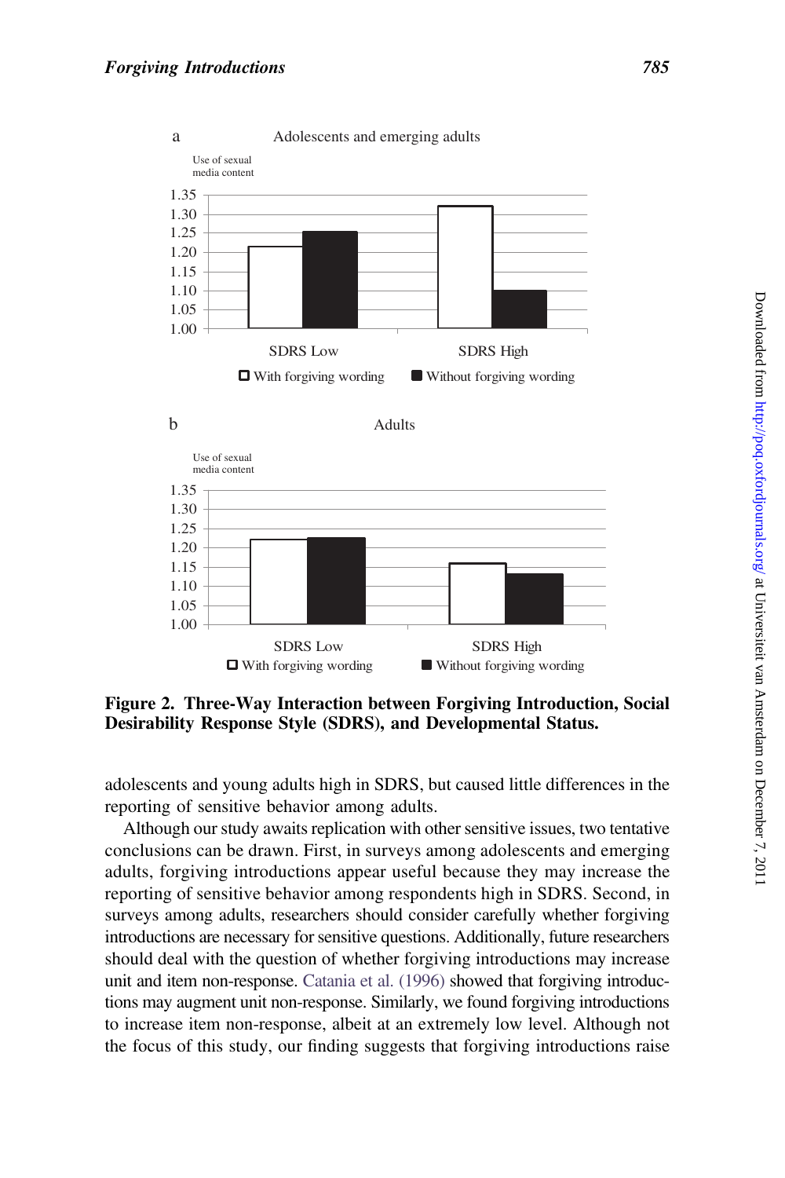**Figure 2. Three-Way Interaction between Forgiving Introduction, Social Desirability Response Style (SDRS), and Developmental Status.**

adolescents and young adults high in SDRS, but caused little differences in the reporting of sensitive behavior among adults.

Although our study awaits replication with other sensitive issues, two tentative conclusions can be drawn. First, in surveys among adolescents and emerging adults, forgiving introductions appear useful because they may increase the reporting of sensitive behavior among respondents high in SDRS. Second, in surveys among adults, researchers should consider carefully whether forgiving introductions are necessary for sensitive questions. Additionally, future researchers should deal with the question of whether forgiving introductions may increase unit and item non-response. Catania et al. (1996) showed that forgiving introductions may augment unit non-response. Similarly, we found forgiving introductions to increase item non-response, albeit at an extremely low level. Although not the focus of this study, our finding suggests that forgiving introductions raise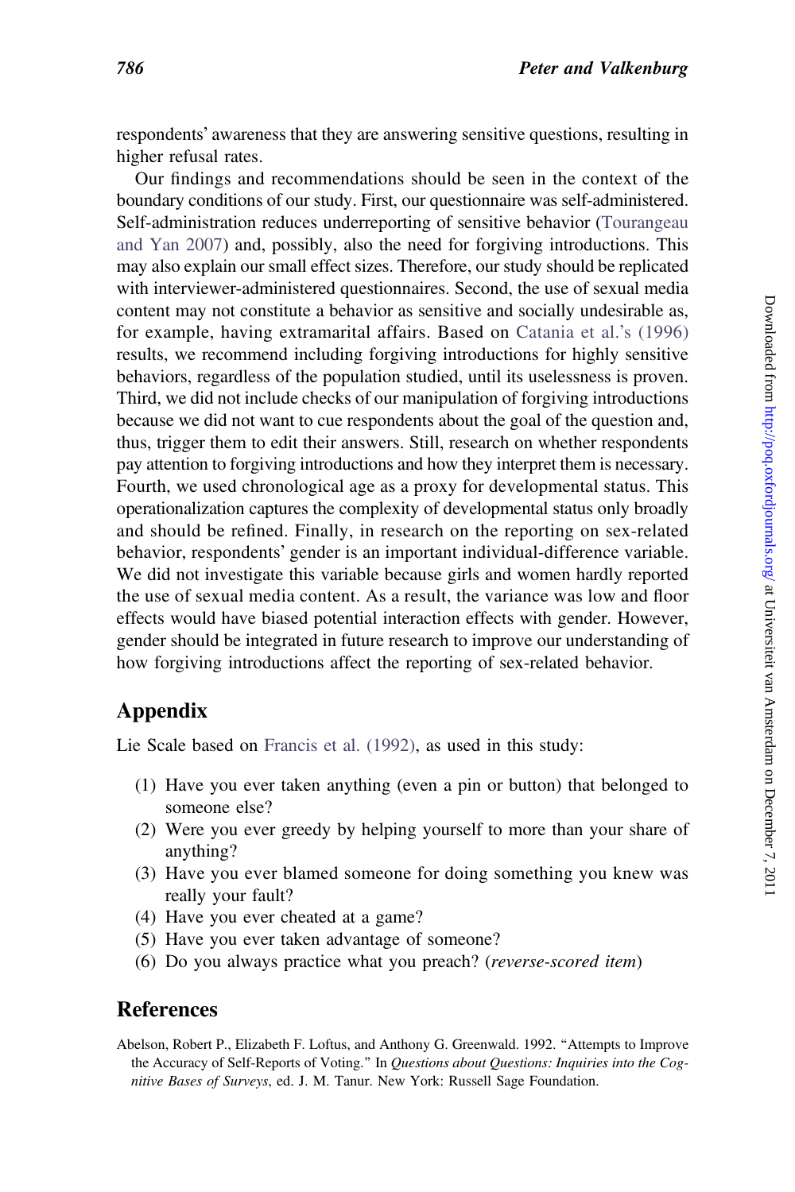respondents' awareness that they are answering sensitive questions, resulting in higher refusal rates.

Our findings and recommendations should be seen in the context of the boundary conditions of our study. First, our questionnaire was self-administered. Self-administration reduces underreporting of sensitive behavior (Tourangeau and Yan 2007) and, possibly, also the need for forgiving introductions. This may also explain our small effect sizes. Therefore, our study should be replicated with interviewer-administered questionnaires. Second, the use of sexual media content may not constitute a behavior as sensitive and socially undesirable as, for example, having extramarital affairs. Based on Catania et al.'s (1996) results, we recommend including forgiving introductions for highly sensitive behaviors, regardless of the population studied, until its uselessness is proven. Third, we did not include checks of our manipulation of forgiving introductions because we did not want to cue respondents about the goal of the question and, thus, trigger them to edit their answers. Still, research on whether respondents pay attention to forgiving introductions and how they interpret them is necessary. Fourth, we used chronological age as a proxy for developmental status. This operationalization captures the complexity of developmental status only broadly and should be refined. Finally, in research on the reporting on sex-related behavior, respondents' gender is an important individual-difference variable. We did not investigate this variable because girls and women hardly reported the use of sexual media content. As a result, the variance was low and floor effects would have biased potential interaction effects with gender. However, gender should be integrated in future research to improve our understanding of how forgiving introductions affect the reporting of sex-related behavior.

## Appendix

Lie Scale based on Francis et al. (1992), as used in this study:

(1) Have you ever taken anything (even a pin or button) that belonged to someone else?
(2) Were you ever greedy by helping yourself to more than your share of anything?
(3) Have you ever blamed someone for doing something you knew was really your fault?
(4) Have you ever cheated at a game?
(5) Have you ever taken advantage of someone?
(6) Do you always practice what you preach? (*reverse-scored item*)

## References

Abelson, Robert P., Elizabeth F. Loftus, and Anthony G. Greenwald. 1992. "Attempts to Improve the Accuracy of Self-Reports of Voting." In *Questions about Questions: Inquiries into the Cognitive Bases of Surveys*, ed. J. M. Tanur. New York: Russell Sage Foundation.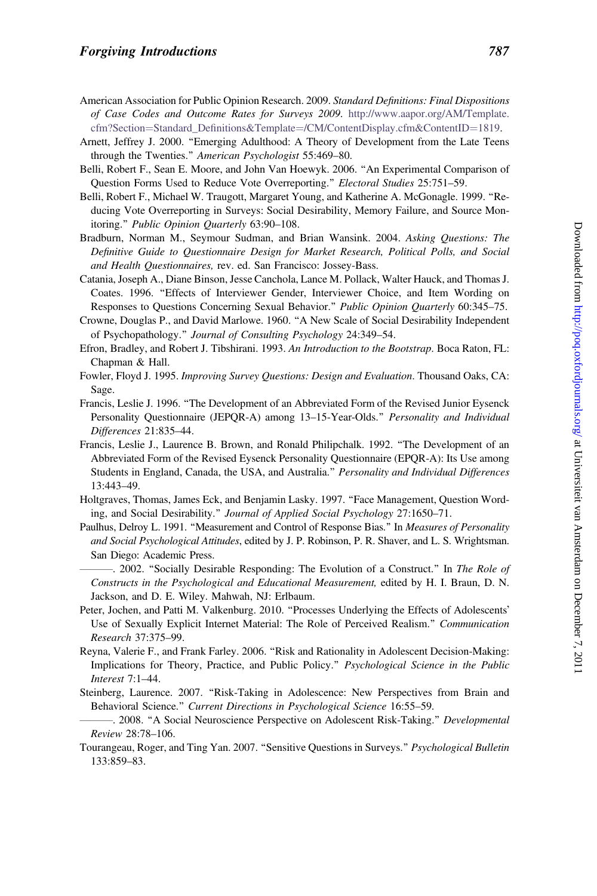American Association for Public Opinion Research. 2009. *Standard Definitions: Final Dispositions of Case Codes and Outcome Rates for Surveys 2009*. http://www.aapor.org/AM/Template.cfm?Section=Standard_Definitions&Template=/CM/ContentDisplay.cfm&ContentID=1819.

Arnett, Jeffrey J. 2000. "Emerging Adulthood: A Theory of Development from the Late Teens through the Twenties." *American Psychologist* 55:469–80.

Belli, Robert F., Sean E. Moore, and John Van Hoewyk. 2006. "An Experimental Comparison of Question Forms Used to Reduce Vote Overreporting." *Electoral Studies* 25:751–59.

Belli, Robert F., Michael W. Traugott, Margaret Young, and Katherine A. McGonagle. 1999. "Reducing Vote Overreporting in Surveys: Social Desirability, Memory Failure, and Source Monitoring." *Public Opinion Quarterly* 63:90–108.

Bradburn, Norman M., Seymour Sudman, and Brian Wansink. 2004. *Asking Questions: The Definitive Guide to Questionnaire Design for Market Research, Political Polls, and Social and Health Questionnaires,* rev. ed. San Francisco: Jossey-Bass.

Catania, Joseph A., Diane Binson, Jesse Canchola, Lance M. Pollack, Walter Hauck, and Thomas J. Coates. 1996. "Effects of Interviewer Gender, Interviewer Choice, and Item Wording on Responses to Questions Concerning Sexual Behavior." *Public Opinion Quarterly* 60:345–75.

Crowne, Douglas P., and David Marlowe. 1960. "A New Scale of Social Desirability Independent of Psychopathology." *Journal of Consulting Psychology* 24:349–54.

Efron, Bradley, and Robert J. Tibshirani. 1993. *An Introduction to the Bootstrap*. Boca Raton, FL: Chapman & Hall.

Fowler, Floyd J. 1995. *Improving Survey Questions: Design and Evaluation*. Thousand Oaks, CA: Sage.

Francis, Leslie J. 1996. "The Development of an Abbreviated Form of the Revised Junior Eysenck Personality Questionnaire (JEPQR-A) among 13–15-Year-Olds." *Personality and Individual Differences* 21:835–44.

Francis, Leslie J., Laurence B. Brown, and Ronald Philipchalk. 1992. "The Development of an Abbreviated Form of the Revised Eysenck Personality Questionnaire (EPQR-A): Its Use among Students in England, Canada, the USA, and Australia." *Personality and Individual Differences* 13:443–49.

Holtgraves, Thomas, James Eck, and Benjamin Lasky. 1997. "Face Management, Question Wording, and Social Desirability." *Journal of Applied Social Psychology* 27:1650–71.

Paulhus, Delroy L. 1991. "Measurement and Control of Response Bias." In *Measures of Personality and Social Psychological Attitudes*, edited by J. P. Robinson, P. R. Shaver, and L. S. Wrightsman. San Diego: Academic Press.

———. 2002. "Socially Desirable Responding: The Evolution of a Construct." In *The Role of Constructs in the Psychological and Educational Measurement,* edited by H. I. Braun, D. N. Jackson, and D. E. Wiley. Mahwah, NJ: Erlbaum.

Peter, Jochen, and Patti M. Valkenburg. 2010. "Processes Underlying the Effects of Adolescents' Use of Sexually Explicit Internet Material: The Role of Perceived Realism." *Communication Research* 37:375–99.

Reyna, Valerie F., and Frank Farley. 2006. "Risk and Rationality in Adolescent Decision-Making: Implications for Theory, Practice, and Public Policy." *Psychological Science in the Public Interest* 7:1–44.

Steinberg, Laurence. 2007. "Risk-Taking in Adolescence: New Perspectives from Brain and Behavioral Science." *Current Directions in Psychological Science* 16:55–59.

———. 2008. "A Social Neuroscience Perspective on Adolescent Risk-Taking." *Developmental Review* 28:78–106.

Tourangeau, Roger, and Ting Yan. 2007. "Sensitive Questions in Surveys." *Psychological Bulletin* 133:859–83.